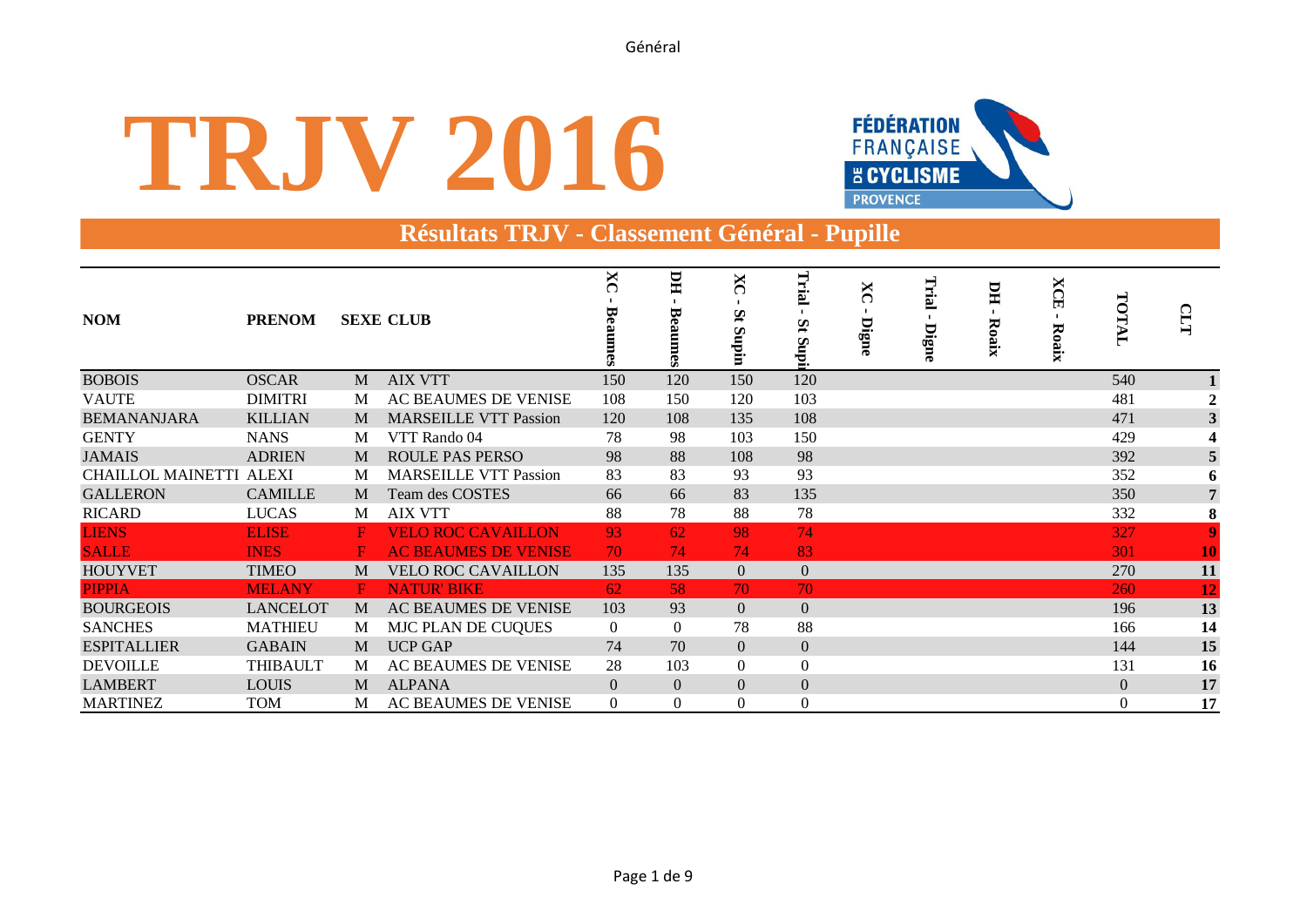# TRJV 2016

FÉDÉRATION FRANÇAISE DE CYCLISME PROVENCE

## Résultats TRJV - Classement Général - Pupille

| NOM | PRENOM | SEXE | CLUB | XC - Beaumes | DH - Beaumes | XC - St Supin | Trial - St Supin | XC - Digne | Trial - Digne | DH - Roaix | XCE - Roaix | TOTAL | CLT |
|---|---|---|---|---|---|---|---|---|---|---|---|---|---|
| BOBOIS | OSCAR | M | AIX VTT | 150 | 120 | 150 | 120 | | | | | 540 | **1** |
| VAUTE | DIMITRI | M | AC BEAUMES DE VENISE | 108 | 150 | 120 | 103 | | | | | 481 | **2** |
| BEMANANJARA | KILLIAN | M | MARSEILLE VTT Passion | 120 | 108 | 135 | 108 | | | | | 471 | **3** |
| GENTY | NANS | M | VTT Rando 04 | 78 | 98 | 103 | 150 | | | | | 429 | **4** |
| JAMAIS | ADRIEN | M | ROULE PAS PERSO | 98 | 88 | 108 | 98 | | | | | 392 | **5** |
| CHAILLOL MAINETTI | ALEXI | M | MARSEILLE VTT Passion | 83 | 83 | 93 | 93 | | | | | 352 | **6** |
| GALLERON | CAMILLE | M | Team des COSTES | 66 | 66 | 83 | 135 | | | | | 350 | **7** |
| RICARD | LUCAS | M | AIX VTT | 88 | 78 | 88 | 78 | | | | | 332 | **8** |
| LIENS | ELISE | F | VELO ROC CAVAILLON | 93 | 62 | 98 | 74 | | | | | 327 | **9** |
| SALLE | INES | F | AC BEAUMES DE VENISE | 70 | 74 | 74 | 83 | | | | | 301 | **10** |
| HOUYVET | TIMEO | M | VELO ROC CAVAILLON | 135 | 135 | 0 | 0 | | | | | 270 | **11** |
| PIPPIA | MELANY | F | NATUR' BIKE | 62 | 58 | 70 | 70 | | | | | 260 | **12** |
| BOURGEOIS | LANCELOT | M | AC BEAUMES DE VENISE | 103 | 93 | 0 | 0 | | | | | 196 | **13** |
| SANCHES | MATHIEU | M | MJC PLAN DE CUQUES | 0 | 0 | 78 | 88 | | | | | 166 | **14** |
| ESPITALLIER | GABAIN | M | UCP GAP | 74 | 70 | 0 | 0 | | | | | 144 | **15** |
| DEVOILLE | THIBAULT | M | AC BEAUMES DE VENISE | 28 | 103 | 0 | 0 | | | | | 131 | **16** |
| LAMBERT | LOUIS | M | ALPANA | 0 | 0 | 0 | 0 | | | | | 0 | **17** |
| MARTINEZ | TOM | M | AC BEAUMES DE VENISE | 0 | 0 | 0 | 0 | | | | | 0 | **17** |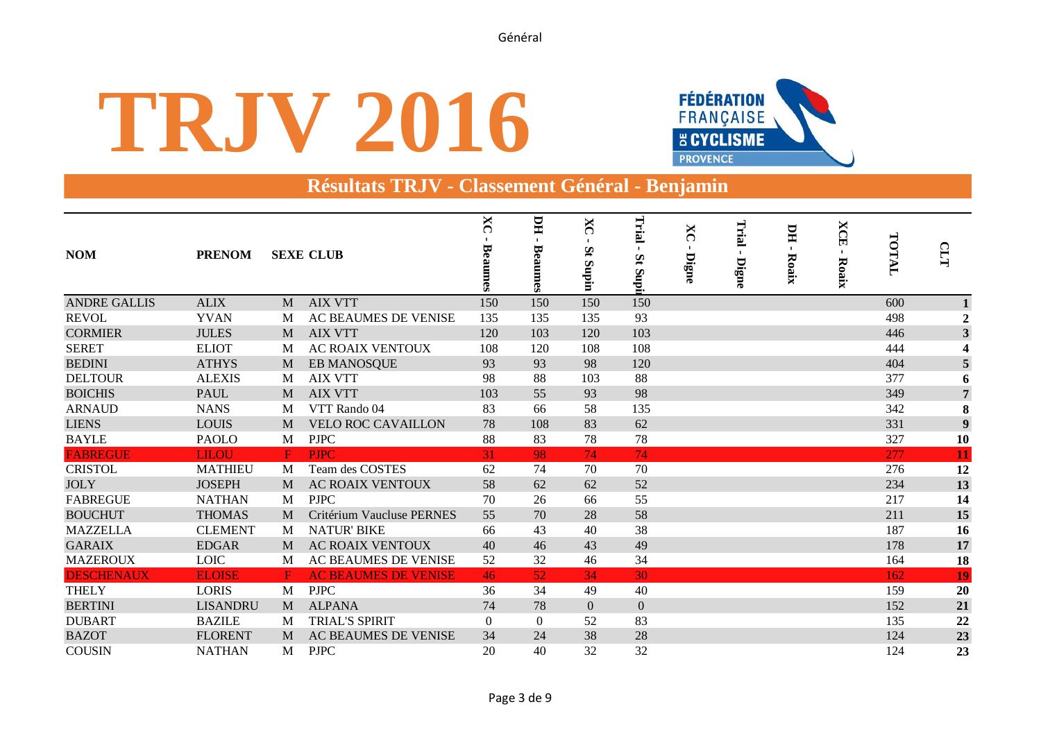# TRJV 2016

FÉDÉRATION FRANÇAISE DE CYCLISME PROVENCE

## Résultats TRJV - Classement Général - Benjamin

| NOM | PRENOM | SEXE | CLUB | XC - Beaumes | DH - Beaumes | XC - St Supin | Trial - St Supin | XC - Digne | Trial - Digne | DH - Roaix | XCE - Roaix | TOTAL | CLT |
|---|---|---|---|---|---|---|---|---|---|---|---|---|---|
| ANDRE GALLIS | ALIX | M | AIX VTT | 150 | 150 | 150 | 150 | | | | | 600 | 1 |
| REVOL | YVAN | M | AC BEAUMES DE VENISE | 135 | 135 | 135 | 93 | | | | | 498 | 2 |
| CORMIER | JULES | M | AIX VTT | 120 | 103 | 120 | 103 | | | | | 446 | 3 |
| SERET | ELIOT | M | AC ROAIX VENTOUX | 108 | 120 | 108 | 108 | | | | | 444 | 4 |
| BEDINI | ATHYS | M | EB MANOSQUE | 93 | 93 | 98 | 120 | | | | | 404 | 5 |
| DELTOUR | ALEXIS | M | AIX VTT | 98 | 88 | 103 | 88 | | | | | 377 | 6 |
| BOICHIS | PAUL | M | AIX VTT | 103 | 55 | 93 | 98 | | | | | 349 | 7 |
| ARNAUD | NANS | M | VTT Rando 04 | 83 | 66 | 58 | 135 | | | | | 342 | 8 |
| LIENS | LOUIS | M | VELO ROC CAVAILLON | 78 | 108 | 83 | 62 | | | | | 331 | 9 |
| BAYLE | PAOLO | M | PJPC | 88 | 83 | 78 | 78 | | | | | 327 | 10 |
| FABREGUE | LILOU | F | PJPC | 31 | 98 | 74 | 74 | | | | | 277 | 11 |
| CRISTOL | MATHIEU | M | Team des COSTES | 62 | 74 | 70 | 70 | | | | | 276 | 12 |
| JOLY | JOSEPH | M | AC ROAIX VENTOUX | 58 | 62 | 62 | 52 | | | | | 234 | 13 |
| FABREGUE | NATHAN | M | PJPC | 70 | 26 | 66 | 55 | | | | | 217 | 14 |
| BOUCHUT | THOMAS | M | Critérium Vaucluse PERNES | 55 | 70 | 28 | 58 | | | | | 211 | 15 |
| MAZZELLA | CLEMENT | M | NATUR' BIKE | 66 | 43 | 40 | 38 | | | | | 187 | 16 |
| GARAIX | EDGAR | M | AC ROAIX VENTOUX | 40 | 46 | 43 | 49 | | | | | 178 | 17 |
| MAZEROUX | LOIC | M | AC BEAUMES DE VENISE | 52 | 32 | 46 | 34 | | | | | 164 | 18 |
| DESCHENAUX | ELOISE | F | AC BEAUMES DE VENISE | 46 | 52 | 34 | 30 | | | | | 162 | 19 |
| THELY | LORIS | M | PJPC | 36 | 34 | 49 | 40 | | | | | 159 | 20 |
| BERTINI | LISANDRU | M | ALPANA | 74 | 78 | 0 | 0 | | | | | 152 | 21 |
| DUBART | BAZILE | M | TRIAL'S SPIRIT | 0 | 0 | 52 | 83 | | | | | 135 | 22 |
| BAZOT | FLORENT | M | AC BEAUMES DE VENISE | 34 | 24 | 38 | 28 | | | | | 124 | 23 |
| COUSIN | NATHAN | M | PJPC | 20 | 40 | 32 | 32 | | | | | 124 | 23 |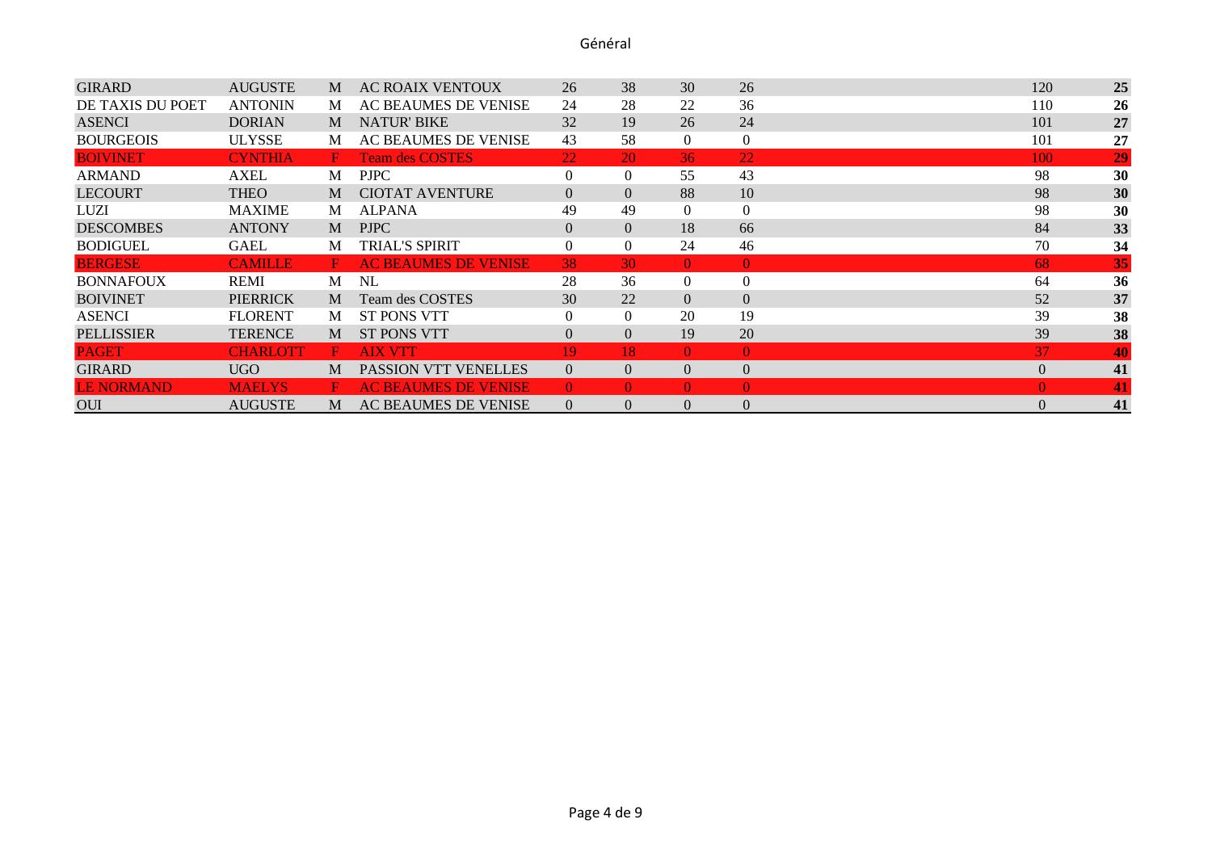| | | | | | | | | | |
|---|---|---|---|---|---|---|---|---|---|
| GIRARD | AUGUSTE | M | AC ROAIX VENTOUX | 26 | 38 | 30 | 26 | 120 | **25** |
| DE TAXIS DU POET | ANTONIN | M | AC BEAUMES DE VENISE | 24 | 28 | 22 | 36 | 110 | **26** |
| ASENCI | DORIAN | M | NATUR' BIKE | 32 | 19 | 26 | 24 | 101 | **27** |
| BOURGEOIS | ULYSSE | M | AC BEAUMES DE VENISE | 43 | 58 | 0 | 0 | 101 | **27** |
| BOIVINET | CYNTHIA | F | Team des COSTES | 22 | 20 | 36 | 22 | 100 | **29** |
| ARMAND | AXEL | M | PJPC | 0 | 0 | 55 | 43 | 98 | **30** |
| LECOURT | THEO | M | CIOTAT AVENTURE | 0 | 0 | 88 | 10 | 98 | **30** |
| LUZI | MAXIME | M | ALPANA | 49 | 49 | 0 | 0 | 98 | **30** |
| DESCOMBES | ANTONY | M | PJPC | 0 | 0 | 18 | 66 | 84 | **33** |
| BODIGUEL | GAEL | M | TRIAL'S SPIRIT | 0 | 0 | 24 | 46 | 70 | **34** |
| BERGESE | CAMILLE | F | AC BEAUMES DE VENISE | 38 | 30 | 0 | 0 | 68 | **35** |
| BONNAFOUX | REMI | M | NL | 28 | 36 | 0 | 0 | 64 | **36** |
| BOIVINET | PIERRICK | M | Team des COSTES | 30 | 22 | 0 | 0 | 52 | **37** |
| ASENCI | FLORENT | M | ST PONS VTT | 0 | 0 | 20 | 19 | 39 | **38** |
| PELLISSIER | TERENCE | M | ST PONS VTT | 0 | 0 | 19 | 20 | 39 | **38** |
| PAGET | CHARLOTT | F | AIX VTT | 19 | 18 | 0 | 0 | 37 | **40** |
| GIRARD | UGO | M | PASSION VTT VENELLES | 0 | 0 | 0 | 0 | 0 | **41** |
| LE NORMAND | MAELYS | F | AC BEAUMES DE VENISE | 0 | 0 | 0 | 0 | 0 | **41** |
| OUI | AUGUSTE | M | AC BEAUMES DE VENISE | 0 | 0 | 0 | 0 | 0 | **41** |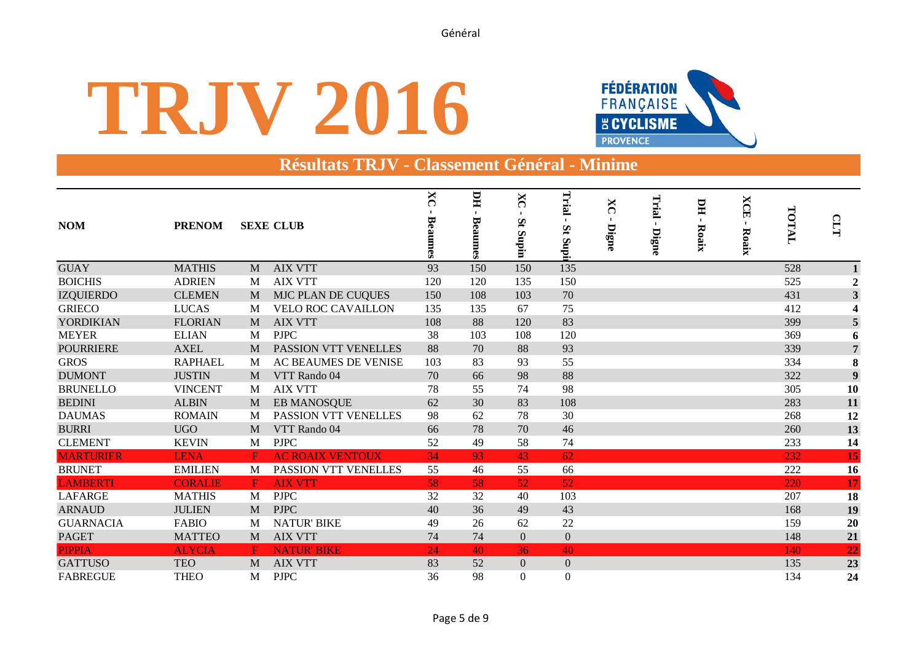# TRJV 2016

FÉDÉRATION FRANÇAISE DE CYCLISME PROVENCE

## Résultats TRJV - Classement Général - Minime

| NOM | PRENOM | SEXE | CLUB | XC - Beaumes | DH - Beaumes | XC - St Supin | Trial - St Supin | XC - Digne | Trial - Digne | DH - Roaix | XCE - Roaix | TOTAL | CLT |
|---|---|---|---|---|---|---|---|---|---|---|---|---|---|
| GUAY | MATHIS | M | AIX VTT | 93 | 150 | 150 | 135 | | | | | 528 | 1 |
| BOICHIS | ADRIEN | M | AIX VTT | 120 | 120 | 135 | 150 | | | | | 525 | 2 |
| IZQUIERDO | CLEMEN | M | MJC PLAN DE CUQUES | 150 | 108 | 103 | 70 | | | | | 431 | 3 |
| GRIECO | LUCAS | M | VELO ROC CAVAILLON | 135 | 135 | 67 | 75 | | | | | 412 | 4 |
| YORDIKIAN | FLORIAN | M | AIX VTT | 108 | 88 | 120 | 83 | | | | | 399 | 5 |
| MEYER | ELIAN | M | PJPC | 38 | 103 | 108 | 120 | | | | | 369 | 6 |
| POURRIERE | AXEL | M | PASSION VTT VENELLES | 88 | 70 | 88 | 93 | | | | | 339 | 7 |
| GROS | RAPHAEL | M | AC BEAUMES DE VENISE | 103 | 83 | 93 | 55 | | | | | 334 | 8 |
| DUMONT | JUSTIN | M | VTT Rando 04 | 70 | 66 | 98 | 88 | | | | | 322 | 9 |
| BRUNELLO | VINCENT | M | AIX VTT | 78 | 55 | 74 | 98 | | | | | 305 | 10 |
| BEDINI | ALBIN | M | EB MANOSQUE | 62 | 30 | 83 | 108 | | | | | 283 | 11 |
| DAUMAS | ROMAIN | M | PASSION VTT VENELLES | 98 | 62 | 78 | 30 | | | | | 268 | 12 |
| BURRI | UGO | M | VTT Rando 04 | 66 | 78 | 70 | 46 | | | | | 260 | 13 |
| CLEMENT | KEVIN | M | PJPC | 52 | 49 | 58 | 74 | | | | | 233 | 14 |
| MARTURIER | LENA | F | AC ROAIX VENTOUX | 34 | 93 | 43 | 62 | | | | | 232 | 15 |
| BRUNET | EMILIEN | M | PASSION VTT VENELLES | 55 | 46 | 55 | 66 | | | | | 222 | 16 |
| LAMBERTI | CORALIE | F | AIX VTT | 58 | 58 | 52 | 52 | | | | | 220 | 17 |
| LAFARGE | MATHIS | M | PJPC | 32 | 32 | 40 | 103 | | | | | 207 | 18 |
| ARNAUD | JULIEN | M | PJPC | 40 | 36 | 49 | 43 | | | | | 168 | 19 |
| GUARNACIA | FABIO | M | NATUR' BIKE | 49 | 26 | 62 | 22 | | | | | 159 | 20 |
| PAGET | MATTEO | M | AIX VTT | 74 | 74 | 0 | 0 | | | | | 148 | 21 |
| PIPPIA | ALYCIA | F | NATUR' BIKE | 24 | 40 | 36 | 40 | | | | | 140 | 22 |
| GATTUSO | TEO | M | AIX VTT | 83 | 52 | 0 | 0 | | | | | 135 | 23 |
| FABREGUE | THEO | M | PJPC | 36 | 98 | 0 | 0 | | | | | 134 | 24 |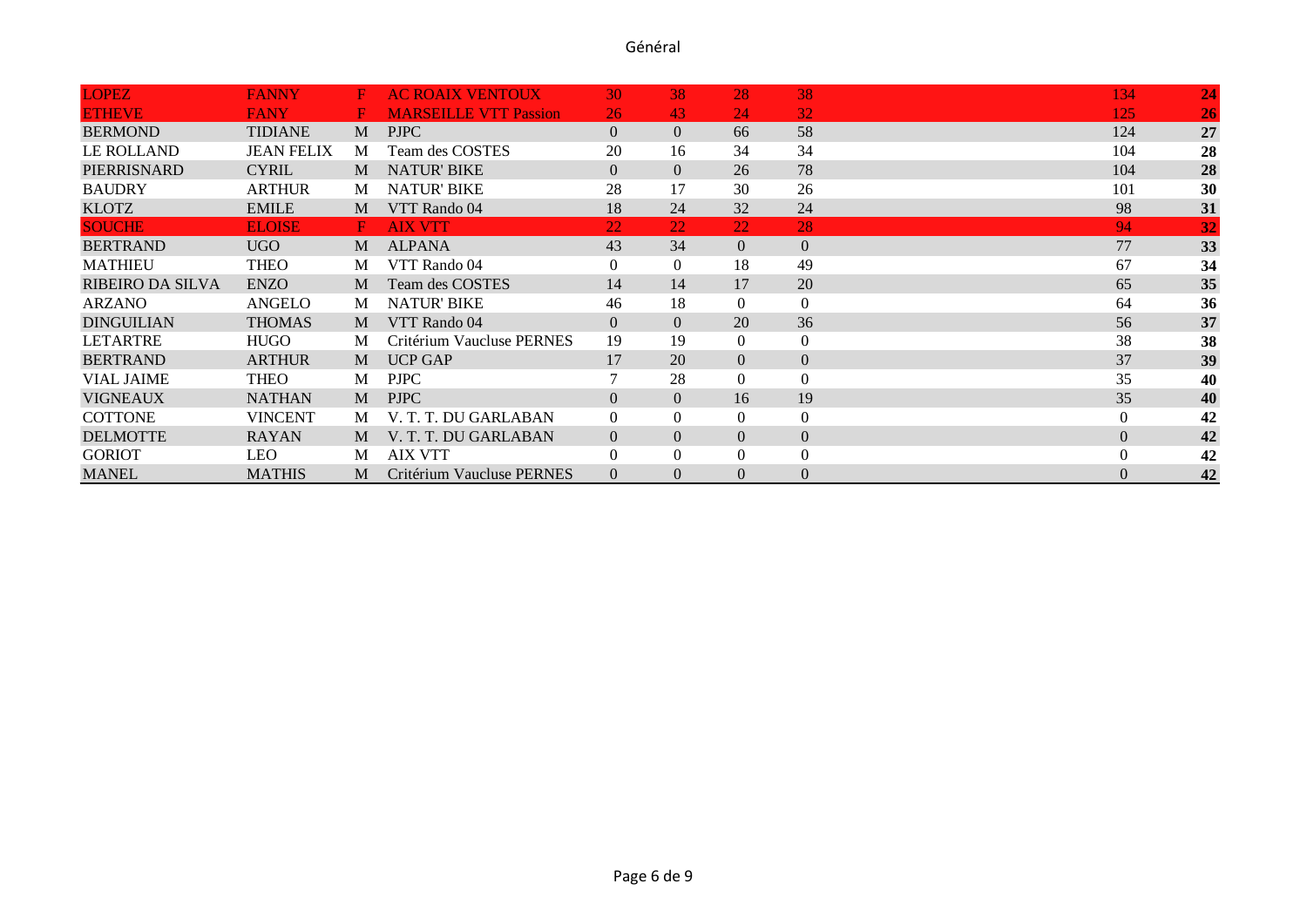# Général

| | | | | | | | | | |
|---|---|---|---|---|---|---|---|---|---|
| LOPEZ | FANNY | F | AC ROAIX VENTOUX | 30 | 38 | 28 | 38 | 134 | **24** |
| ETHEVE | FANY | F | MARSEILLE VTT Passion | 26 | 43 | 24 | 32 | 125 | **26** |
| BERMOND | TIDIANE | M | PJPC | 0 | 0 | 66 | 58 | 124 | **27** |
| LE ROLLAND | JEAN FELIX | M | Team des COSTES | 20 | 16 | 34 | 34 | 104 | **28** |
| PIERRISNARD | CYRIL | M | NATUR' BIKE | 0 | 0 | 26 | 78 | 104 | **28** |
| BAUDRY | ARTHUR | M | NATUR' BIKE | 28 | 17 | 30 | 26 | 101 | **30** |
| KLOTZ | EMILE | M | VTT Rando 04 | 18 | 24 | 32 | 24 | 98 | **31** |
| SOUCHE | ELOISE | F | AIX VTT | 22 | 22 | 22 | 28 | 94 | **32** |
| BERTRAND | UGO | M | ALPANA | 43 | 34 | 0 | 0 | 77 | **33** |
| MATHIEU | THEO | M | VTT Rando 04 | 0 | 0 | 18 | 49 | 67 | **34** |
| RIBEIRO DA SILVA | ENZO | M | Team des COSTES | 14 | 14 | 17 | 20 | 65 | **35** |
| ARZANO | ANGELO | M | NATUR' BIKE | 46 | 18 | 0 | 0 | 64 | **36** |
| DINGUILIAN | THOMAS | M | VTT Rando 04 | 0 | 0 | 20 | 36 | 56 | **37** |
| LETARTRE | HUGO | M | Critérium Vaucluse PERNES | 19 | 19 | 0 | 0 | 38 | **38** |
| BERTRAND | ARTHUR | M | UCP GAP | 17 | 20 | 0 | 0 | 37 | **39** |
| VIAL JAIME | THEO | M | PJPC | 7 | 28 | 0 | 0 | 35 | **40** |
| VIGNEAUX | NATHAN | M | PJPC | 0 | 0 | 16 | 19 | 35 | **40** |
| COTTONE | VINCENT | M | V. T. T. DU GARLABAN | 0 | 0 | 0 | 0 | 0 | **42** |
| DELMOTTE | RAYAN | M | V. T. T. DU GARLABAN | 0 | 0 | 0 | 0 | 0 | **42** |
| GORIOT | LEO | M | AIX VTT | 0 | 0 | 0 | 0 | 0 | **42** |
| MANEL | MATHIS | M | Critérium Vaucluse PERNES | 0 | 0 | 0 | 0 | 0 | **42** |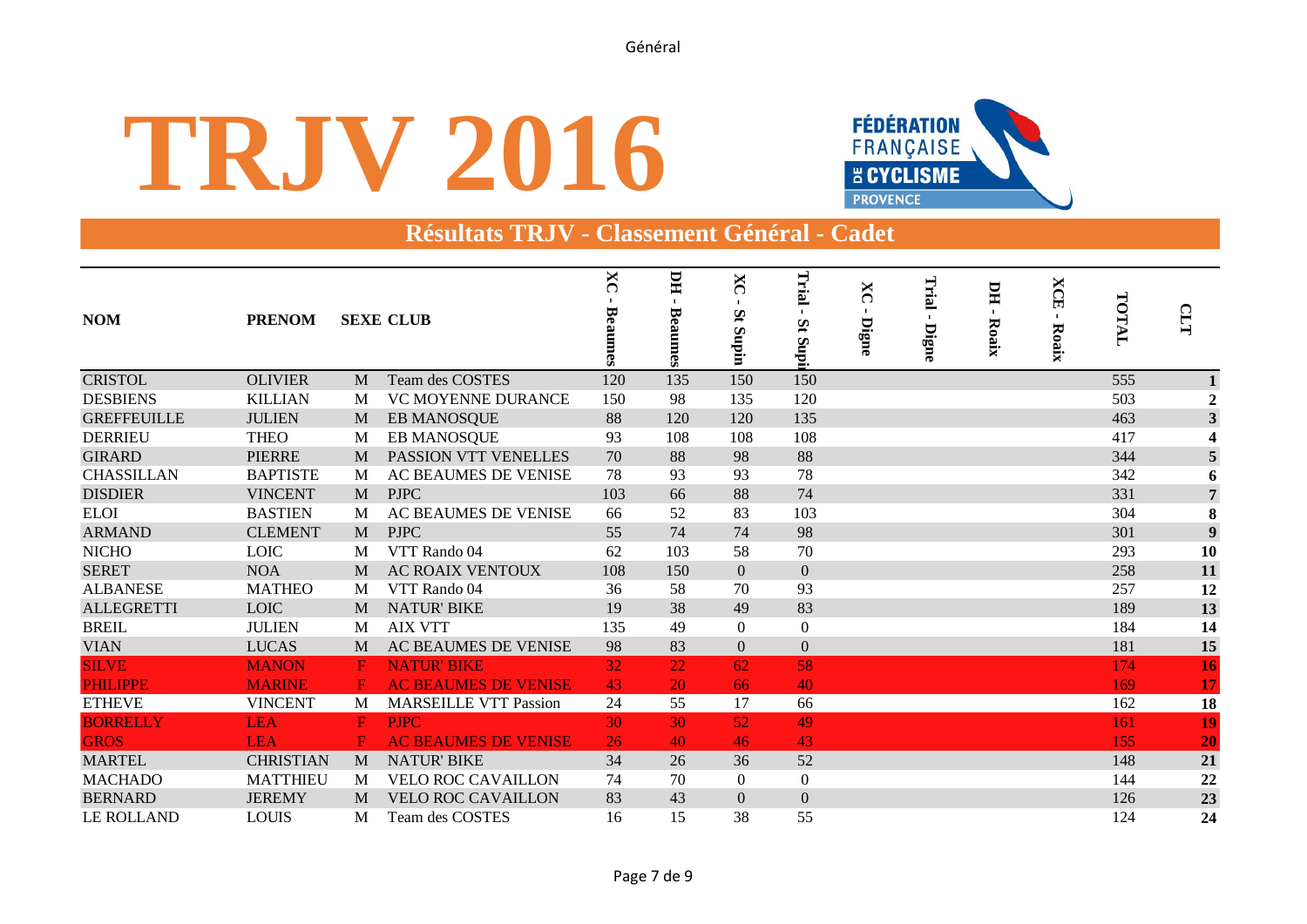# TRJV 2016

FÉDÉRATION FRANÇAISE DE CYCLISME PROVENCE

## Résultats TRJV - Classement Général - Cadet

| NOM | PRENOM | SEXE | CLUB | XC - Beaumes | DH - Beaumes | XC - St Supin | Trial - St Supin | XC - Digne | Trial - Digne | DH - Roaix | XCE - Roaix | TOTAL | CLT |
|---|---|---|---|---|---|---|---|---|---|---|---|---|---|
| CRISTOL | OLIVIER | M | Team des COSTES | 120 | 135 | 150 | 150 | | | | | 555 | **1** |
| DESBIENS | KILLIAN | M | VC MOYENNE DURANCE | 150 | 98 | 135 | 120 | | | | | 503 | **2** |
| GREFFEUILLE | JULIEN | M | EB MANOSQUE | 88 | 120 | 120 | 135 | | | | | 463 | **3** |
| DERRIEU | THEO | M | EB MANOSQUE | 93 | 108 | 108 | 108 | | | | | 417 | **4** |
| GIRARD | PIERRE | M | PASSION VTT VENELLES | 70 | 88 | 98 | 88 | | | | | 344 | **5** |
| CHASSILLAN | BAPTISTE | M | AC BEAUMES DE VENISE | 78 | 93 | 93 | 78 | | | | | 342 | **6** |
| DISDIER | VINCENT | M | PJPC | 103 | 66 | 88 | 74 | | | | | 331 | **7** |
| ELOI | BASTIEN | M | AC BEAUMES DE VENISE | 66 | 52 | 83 | 103 | | | | | 304 | **8** |
| ARMAND | CLEMENT | M | PJPC | 55 | 74 | 74 | 98 | | | | | 301 | **9** |
| NICHO | LOIC | M | VTT Rando 04 | 62 | 103 | 58 | 70 | | | | | 293 | **10** |
| SERET | NOA | M | AC ROAIX VENTOUX | 108 | 150 | 0 | 0 | | | | | 258 | **11** |
| ALBANESE | MATHEO | M | VTT Rando 04 | 36 | 58 | 70 | 93 | | | | | 257 | **12** |
| ALLEGRETTI | LOIC | M | NATUR' BIKE | 19 | 38 | 49 | 83 | | | | | 189 | **13** |
| BREIL | JULIEN | M | AIX VTT | 135 | 49 | 0 | 0 | | | | | 184 | **14** |
| VIAN | LUCAS | M | AC BEAUMES DE VENISE | 98 | 83 | 0 | 0 | | | | | 181 | **15** |
| SILVE | MANON | F | NATUR' BIKE | 32 | 22 | 62 | 58 | | | | | 174 | **16** |
| PHILIPPE | MARINE | F | AC BEAUMES DE VENISE | 43 | 20 | 66 | 40 | | | | | 169 | **17** |
| ETHEVE | VINCENT | M | MARSEILLE VTT Passion | 24 | 55 | 17 | 66 | | | | | 162 | **18** |
| BORRELLY | LEA | F | PJPC | 30 | 30 | 52 | 49 | | | | | 161 | **19** |
| GROS | LEA | F | AC BEAUMES DE VENISE | 26 | 40 | 46 | 43 | | | | | 155 | **20** |
| MARTEL | CHRISTIAN | M | NATUR' BIKE | 34 | 26 | 36 | 52 | | | | | 148 | **21** |
| MACHADO | MATTHIEU | M | VELO ROC CAVAILLON | 74 | 70 | 0 | 0 | | | | | 144 | **22** |
| BERNARD | JEREMY | M | VELO ROC CAVAILLON | 83 | 43 | 0 | 0 | | | | | 126 | **23** |
| LE ROLLAND | LOUIS | M | Team des COSTES | 16 | 15 | 38 | 55 | | | | | 124 | **24** |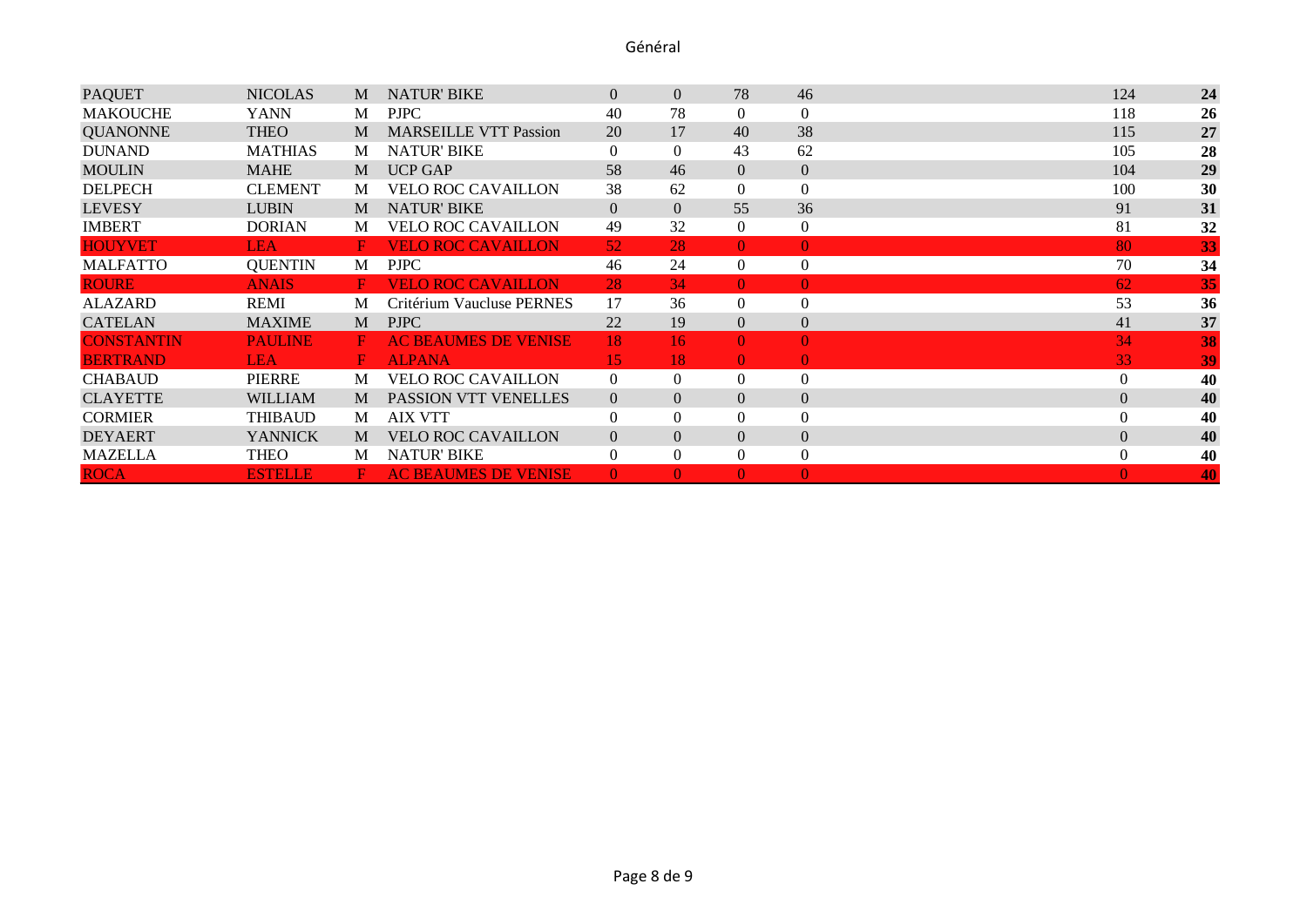## Général

| | | | | | | | | | |
|---|---|---|---|---|---|---|---|---|---|
| PAQUET | NICOLAS | M | NATUR' BIKE | 0 | 0 | 78 | 46 | 124 | **24** |
| MAKOUCHE | YANN | M | PJPC | 40 | 78 | 0 | 0 | 118 | **26** |
| QUANONNE | THEO | M | MARSEILLE VTT Passion | 20 | 17 | 40 | 38 | 115 | **27** |
| DUNAND | MATHIAS | M | NATUR' BIKE | 0 | 0 | 43 | 62 | 105 | **28** |
| MOULIN | MAHE | M | UCP GAP | 58 | 46 | 0 | 0 | 104 | **29** |
| DELPECH | CLEMENT | M | VELO ROC CAVAILLON | 38 | 62 | 0 | 0 | 100 | **30** |
| LEVESY | LUBIN | M | NATUR' BIKE | 0 | 0 | 55 | 36 | 91 | **31** |
| IMBERT | DORIAN | M | VELO ROC CAVAILLON | 49 | 32 | 0 | 0 | 81 | **32** |
| HOUYVET | LEA | F | VELO ROC CAVAILLON | 52 | 28 | 0 | 0 | 80 | **33** |
| MALFATTO | QUENTIN | M | PJPC | 46 | 24 | 0 | 0 | 70 | **34** |
| ROURE | ANAIS | F | VELO ROC CAVAILLON | 28 | 34 | 0 | 0 | 62 | **35** |
| ALAZARD | REMI | M | Critérium Vaucluse PERNES | 17 | 36 | 0 | 0 | 53 | **36** |
| CATELAN | MAXIME | M | PJPC | 22 | 19 | 0 | 0 | 41 | **37** |
| CONSTANTIN | PAULINE | F | AC BEAUMES DE VENISE | 18 | 16 | 0 | 0 | 34 | **38** |
| BERTRAND | LEA | F | ALPANA | 15 | 18 | 0 | 0 | 33 | **39** |
| CHABAUD | PIERRE | M | VELO ROC CAVAILLON | 0 | 0 | 0 | 0 | 0 | **40** |
| CLAYETTE | WILLIAM | M | PASSION VTT VENELLES | 0 | 0 | 0 | 0 | 0 | **40** |
| CORMIER | THIBAUD | M | AIX VTT | 0 | 0 | 0 | 0 | 0 | **40** |
| DEYAERT | YANNICK | M | VELO ROC CAVAILLON | 0 | 0 | 0 | 0 | 0 | **40** |
| MAZELLA | THEO | M | NATUR' BIKE | 0 | 0 | 0 | 0 | 0 | **40** |
| ROCA | ESTELLE | F | AC BEAUMES DE VENISE | 0 | 0 | 0 | 0 | 0 | **40** |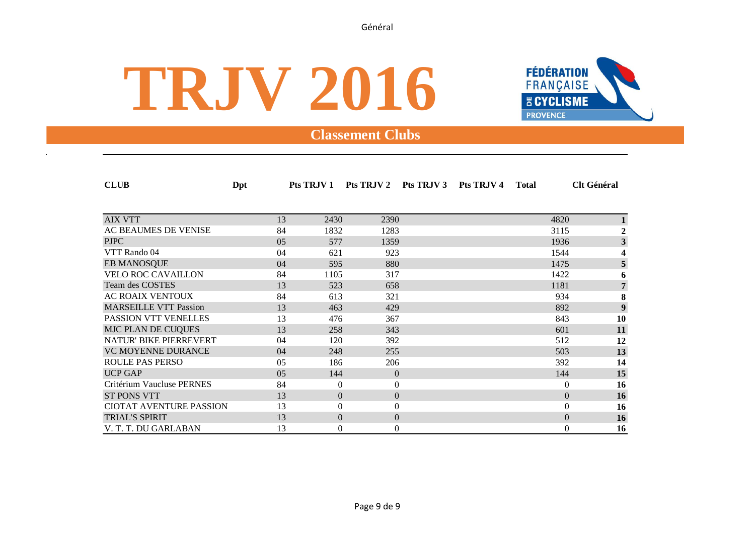# TRJV 2016

FÉDÉRATION FRANÇAISE DE CYCLISME PROVENCE

## Classement Clubs

| CLUB | Dpt | Pts TRJV 1 | Pts TRJV 2 | Pts TRJV 3 | Pts TRJV 4 | Total | Clt Général |
|---|---|---|---|---|---|---|---|
| AIX VTT | 13 | 2430 | 2390 | | | 4820 | **1** |
| AC BEAUMES DE VENISE | 84 | 1832 | 1283 | | | 3115 | **2** |
| PJPC | 05 | 577 | 1359 | | | 1936 | **3** |
| VTT Rando 04 | 04 | 621 | 923 | | | 1544 | **4** |
| EB MANOSQUE | 04 | 595 | 880 | | | 1475 | **5** |
| VELO ROC CAVAILLON | 84 | 1105 | 317 | | | 1422 | **6** |
| Team des COSTES | 13 | 523 | 658 | | | 1181 | **7** |
| AC ROAIX VENTOUX | 84 | 613 | 321 | | | 934 | **8** |
| MARSEILLE VTT Passion | 13 | 463 | 429 | | | 892 | **9** |
| PASSION VTT VENELLES | 13 | 476 | 367 | | | 843 | **10** |
| MJC PLAN DE CUQUES | 13 | 258 | 343 | | | 601 | **11** |
| NATUR' BIKE PIERREVERT | 04 | 120 | 392 | | | 512 | **12** |
| VC MOYENNE DURANCE | 04 | 248 | 255 | | | 503 | **13** |
| ROULE PAS PERSO | 05 | 186 | 206 | | | 392 | **14** |
| UCP GAP | 05 | 144 | 0 | | | 144 | **15** |
| Critérium Vaucluse PERNES | 84 | 0 | 0 | | | 0 | **16** |
| ST PONS VTT | 13 | 0 | 0 | | | 0 | **16** |
| CIOTAT AVENTURE PASSION | 13 | 0 | 0 | | | 0 | **16** |
| TRIAL'S SPIRIT | 13 | 0 | 0 | | | 0 | **16** |
| V. T. T. DU GARLABAN | 13 | 0 | 0 | | | 0 | **16** |